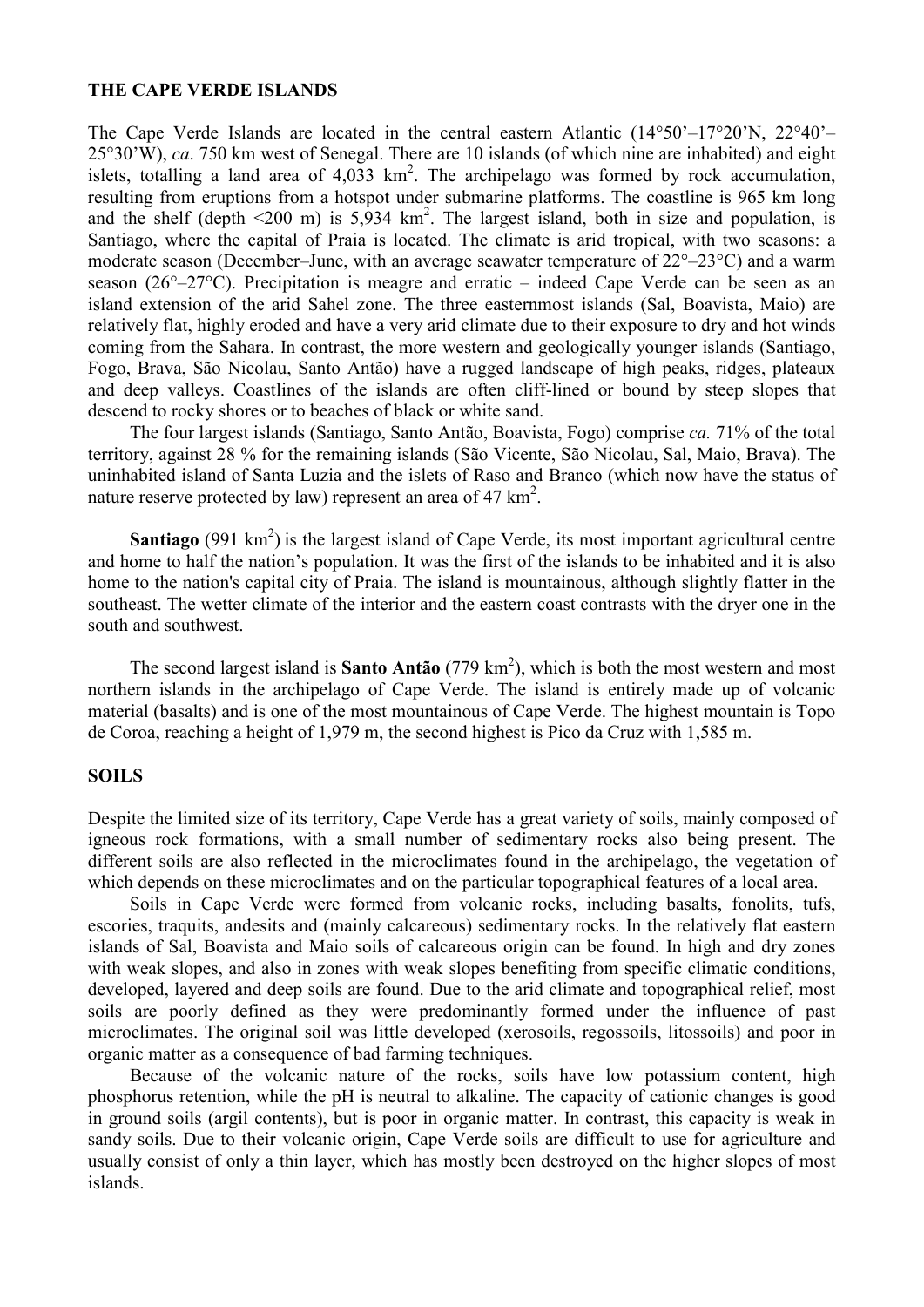## THE CAPE VERDE ISLANDS

The Cape Verde Islands are located in the central eastern Atlantic (14°50'–17°20'N, 22°40'–25°30'W), *ca*. 750 km west of Senegal. There are 10 islands (of which nine are inhabited) and eight islets, totalling a land area of 4,033 km$^2$. The archipelago was formed by rock accumulation, resulting from eruptions from a hotspot under submarine platforms. The coastline is 965 km long and the shelf (depth <200 m) is 5,934 km$^2$. The largest island, both in size and population, is Santiago, where the capital of Praia is located. The climate is arid tropical, with two seasons: a moderate season (December–June, with an average seawater temperature of 22°–23°C) and a warm season (26°–27°C). Precipitation is meagre and erratic – indeed Cape Verde can be seen as an island extension of the arid Sahel zone. The three easternmost islands (Sal, Boavista, Maio) are relatively flat, highly eroded and have a very arid climate due to their exposure to dry and hot winds coming from the Sahara. In contrast, the more western and geologically younger islands (Santiago, Fogo, Brava, São Nicolau, Santo Antão) have a rugged landscape of high peaks, ridges, plateaux and deep valleys. Coastlines of the islands are often cliff-lined or bound by steep slopes that descend to rocky shores or to beaches of black or white sand.

The four largest islands (Santiago, Santo Antão, Boavista, Fogo) comprise *ca.* 71% of the total territory, against 28 % for the remaining islands (São Vicente, São Nicolau, Sal, Maio, Brava). The uninhabited island of Santa Luzia and the islets of Raso and Branco (which now have the status of nature reserve protected by law) represent an area of 47 km$^2$.

**Santiago** (991 km$^2$) is the largest island of Cape Verde, its most important agricultural centre and home to half the nation's population. It was the first of the islands to be inhabited and it is also home to the nation's capital city of Praia. The island is mountainous, although slightly flatter in the southeast. The wetter climate of the interior and the eastern coast contrasts with the dryer one in the south and southwest.

The second largest island is **Santo Antão** (779 km$^2$), which is both the most western and most northern islands in the archipelago of Cape Verde. The island is entirely made up of volcanic material (basalts) and is one of the most mountainous of Cape Verde. The highest mountain is Topo de Coroa, reaching a height of 1,979 m, the second highest is Pico da Cruz with 1,585 m.

## SOILS

Despite the limited size of its territory, Cape Verde has a great variety of soils, mainly composed of igneous rock formations, with a small number of sedimentary rocks also being present. The different soils are also reflected in the microclimates found in the archipelago, the vegetation of which depends on these microclimates and on the particular topographical features of a local area.

Soils in Cape Verde were formed from volcanic rocks, including basalts, fonolits, tufs, escories, traquits, andesits and (mainly calcareous) sedimentary rocks. In the relatively flat eastern islands of Sal, Boavista and Maio soils of calcareous origin can be found. In high and dry zones with weak slopes, and also in zones with weak slopes benefiting from specific climatic conditions, developed, layered and deep soils are found. Due to the arid climate and topographical relief, most soils are poorly defined as they were predominantly formed under the influence of past microclimates. The original soil was little developed (xerosoils, regossoils, litossoils) and poor in organic matter as a consequence of bad farming techniques.

Because of the volcanic nature of the rocks, soils have low potassium content, high phosphorus retention, while the pH is neutral to alkaline. The capacity of cationic changes is good in ground soils (argil contents), but is poor in organic matter. In contrast, this capacity is weak in sandy soils. Due to their volcanic origin, Cape Verde soils are difficult to use for agriculture and usually consist of only a thin layer, which has mostly been destroyed on the higher slopes of most islands.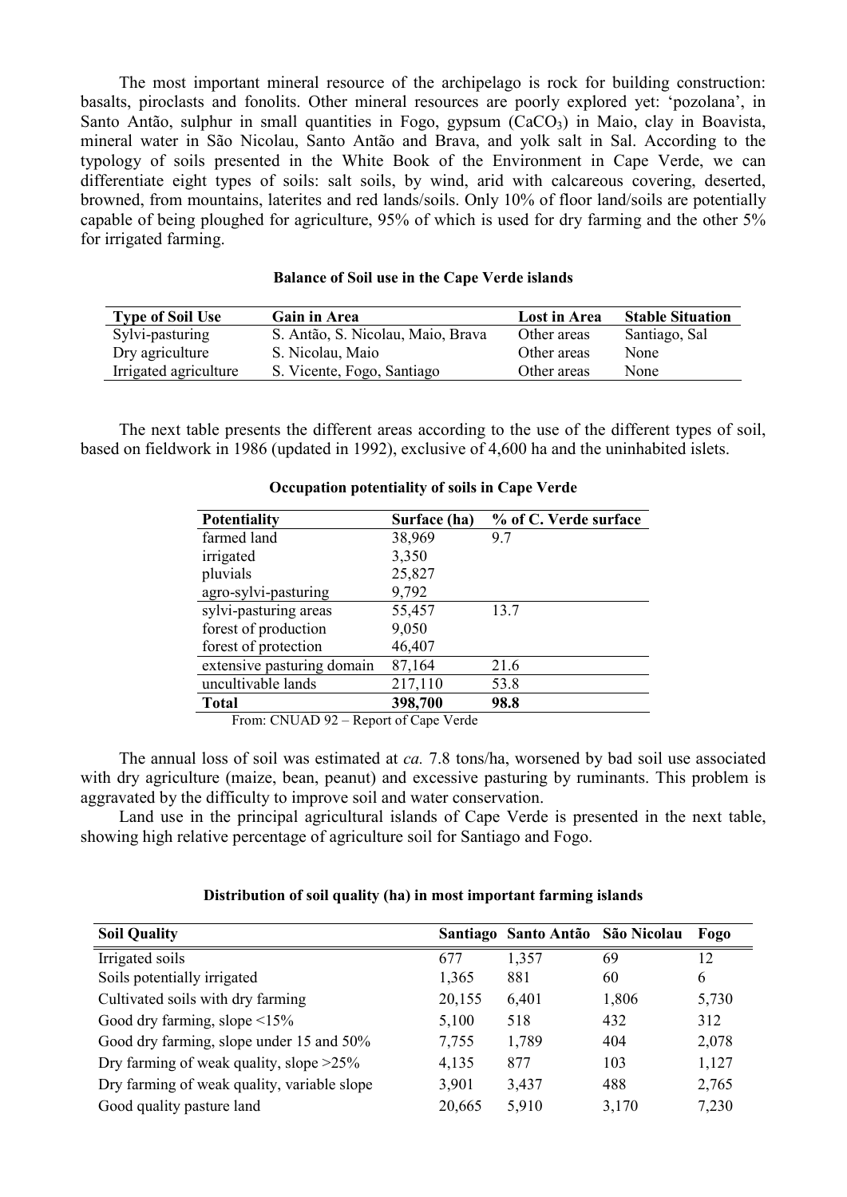The most important mineral resource of the archipelago is rock for building construction: basalts, piroclasts and fonolits. Other mineral resources are poorly explored yet: 'pozolana', in Santo Antão, sulphur in small quantities in Fogo, gypsum ($CaCO_3$) in Maio, clay in Boavista, mineral water in São Nicolau, Santo Antão and Brava, and yolk salt in Sal. According to the typology of soils presented in the White Book of the Environment in Cape Verde, we can differentiate eight types of soils: salt soils, by wind, arid with calcareous covering, deserted, browned, from mountains, laterites and red lands/soils. Only 10% of floor land/soils are potentially capable of being ploughed for agriculture, 95% of which is used for dry farming and the other 5% for irrigated farming.

**Balance of Soil use in the Cape Verde islands**

| Type of Soil Use | Gain in Area | Lost in Area | Stable Situation |
|---|---|---|---|
| Sylvi-pasturing | S. Antão, S. Nicolau, Maio, Brava | Other areas | Santiago, Sal |
| Dry agriculture | S. Nicolau, Maio | Other areas | None |
| Irrigated agriculture | S. Vicente, Fogo, Santiago | Other areas | None |

The next table presents the different areas according to the use of the different types of soil, based on fieldwork in 1986 (updated in 1992), exclusive of 4,600 ha and the uninhabited islets.

**Occupation potentiality of soils in Cape Verde**

| Potentiality | Surface (ha) | % of C. Verde surface |
|---|---|---|
| farmed land | 38,969 | 9.7 |
| irrigated | 3,350 | |
| pluvials | 25,827 | |
| agro-sylvi-pasturing | 9,792 | |
| sylvi-pasturing areas | 55,457 | 13.7 |
| forest of production | 9,050 | |
| forest of protection | 46,407 | |
| extensive pasturing domain | 87,164 | 21.6 |
| uncultivable lands | 217,110 | 53.8 |
| **Total** | **398,700** | **98.8** |

From: CNUAD 92 – Report of Cape Verde

The annual loss of soil was estimated at *ca.* 7.8 tons/ha, worsened by bad soil use associated with dry agriculture (maize, bean, peanut) and excessive pasturing by ruminants. This problem is aggravated by the difficulty to improve soil and water conservation.

Land use in the principal agricultural islands of Cape Verde is presented in the next table, showing high relative percentage of agriculture soil for Santiago and Fogo.

**Distribution of soil quality (ha) in most important farming islands**

| Soil Quality | Santiago | Santo Antão | São Nicolau | Fogo |
|---|---|---|---|---|
| Irrigated soils | 677 | 1,357 | 69 | 12 |
| Soils potentially irrigated | 1,365 | 881 | 60 | 6 |
| Cultivated soils with dry farming | 20,155 | 6,401 | 1,806 | 5,730 |
| Good dry farming, slope <15% | 5,100 | 518 | 432 | 312 |
| Good dry farming, slope under 15 and 50% | 7,755 | 1,789 | 404 | 2,078 |
| Dry farming of weak quality, slope >25% | 4,135 | 877 | 103 | 1,127 |
| Dry farming of weak quality, variable slope | 3,901 | 3,437 | 488 | 2,765 |
| Good quality pasture land | 20,665 | 5,910 | 3,170 | 7,230 |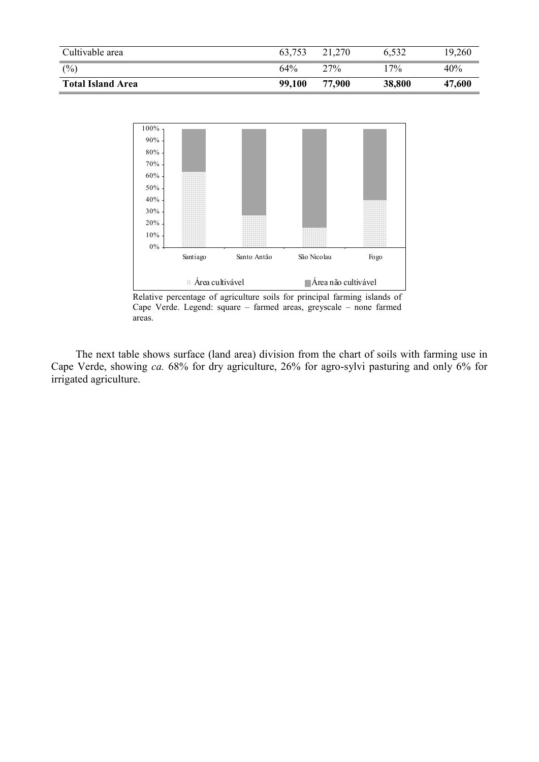| Cultivable area | 63,753 | 21,270 | 6,532 | 19,260 |
|---|---|---|---|---|
| (%) | 64% | 27% | 17% | 40% |
| **Total Island Area** | **99,100** | **77,900** | **38,800** | **47,600** |

Relative percentage of agriculture soils for principal farming islands of Cape Verde. Legend: square – farmed areas, greyscale – none farmed areas.

The next table shows surface (land area) division from the chart of soils with farming use in Cape Verde, showing *ca.* 68% for dry agriculture, 26% for agro-sylvi pasturing and only 6% for irrigated agriculture.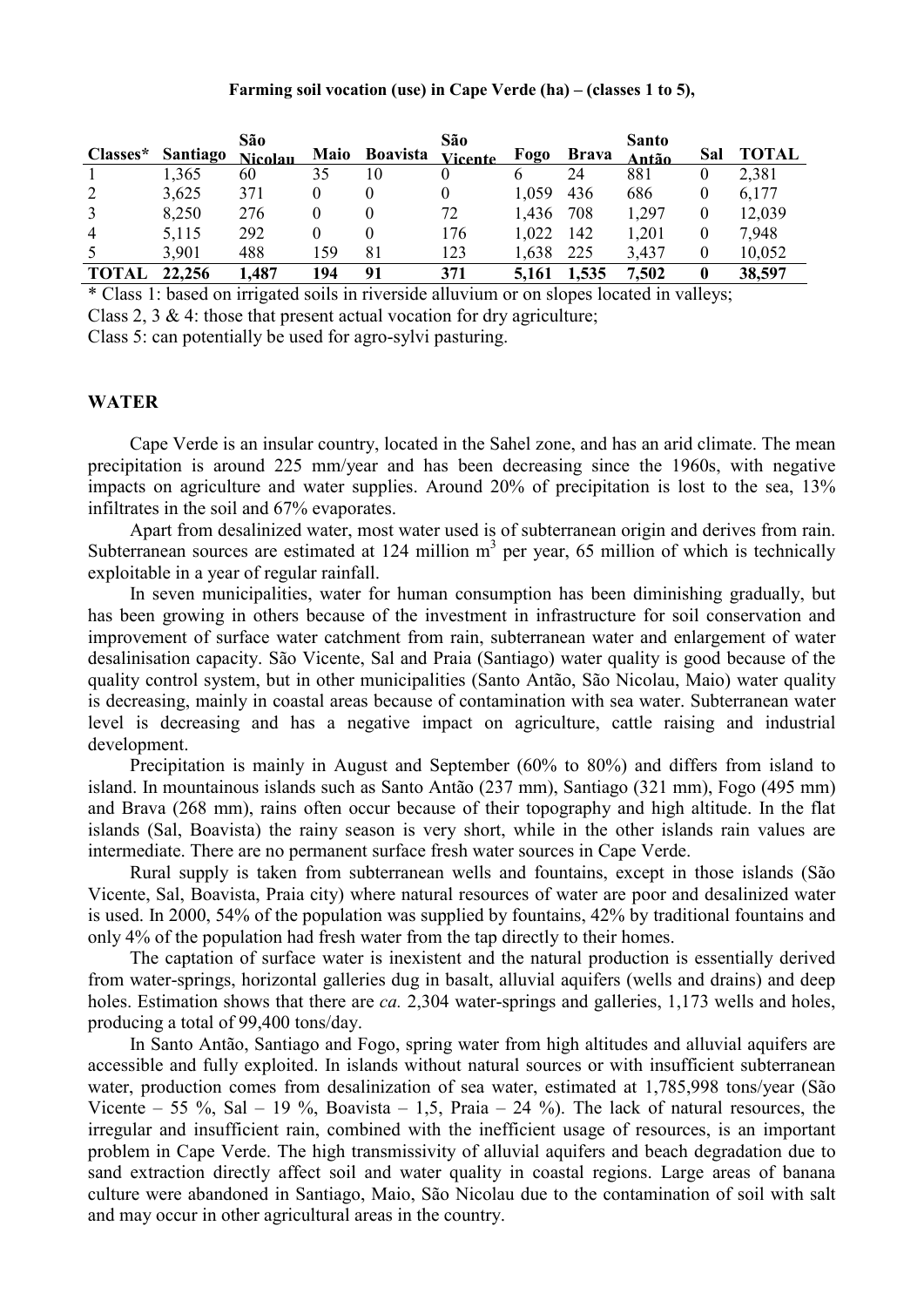**Farming soil vocation (use) in Cape Verde (ha) – (classes 1 to 5),**

| Classes* | Santiago | São Nicolau | Maio | Boavista | São Vicente | Fogo | Brava | Santo Antão | Sal | TOTAL |
|---|---|---|---|---|---|---|---|---|---|---|
| 1 | 1,365 | 60 | 35 | 10 | 0 | 6 | 24 | 881 | 0 | 2,381 |
| 2 | 3,625 | 371 | 0 | 0 | 0 | 1,059 | 436 | 686 | 0 | 6,177 |
| 3 | 8,250 | 276 | 0 | 0 | 72 | 1,436 | 708 | 1,297 | 0 | 12,039 |
| 4 | 5,115 | 292 | 0 | 0 | 176 | 1,022 | 142 | 1,201 | 0 | 7,948 |
| 5 | 3,901 | 488 | 159 | 81 | 123 | 1,638 | 225 | 3,437 | 0 | 10,052 |
| **TOTAL** | **22,256** | **1,487** | **194** | **91** | **371** | **5,161** | **1,535** | **7,502** | **0** | **38,597** |

* Class 1: based on irrigated soils in riverside alluvium or on slopes located in valleys;

Class 2, 3 & 4: those that present actual vocation for dry agriculture;

Class 5: can potentially be used for agro-sylvi pasturing.

## WATER

Cape Verde is an insular country, located in the Sahel zone, and has an arid climate. The mean precipitation is around 225 mm/year and has been decreasing since the 1960s, with negative impacts on agriculture and water supplies. Around 20% of precipitation is lost to the sea, 13% infiltrates in the soil and 67% evaporates.

Apart from desalinized water, most water used is of subterranean origin and derives from rain. Subterranean sources are estimated at 124 million $m^3$ per year, 65 million of which is technically exploitable in a year of regular rainfall.

In seven municipalities, water for human consumption has been diminishing gradually, but has been growing in others because of the investment in infrastructure for soil conservation and improvement of surface water catchment from rain, subterranean water and enlargement of water desalinisation capacity. São Vicente, Sal and Praia (Santiago) water quality is good because of the quality control system, but in other municipalities (Santo Antão, São Nicolau, Maio) water quality is decreasing, mainly in coastal areas because of contamination with sea water. Subterranean water level is decreasing and has a negative impact on agriculture, cattle raising and industrial development.

Precipitation is mainly in August and September (60% to 80%) and differs from island to island. In mountainous islands such as Santo Antão (237 mm), Santiago (321 mm), Fogo (495 mm) and Brava (268 mm), rains often occur because of their topography and high altitude. In the flat islands (Sal, Boavista) the rainy season is very short, while in the other islands rain values are intermediate. There are no permanent surface fresh water sources in Cape Verde.

Rural supply is taken from subterranean wells and fountains, except in those islands (São Vicente, Sal, Boavista, Praia city) where natural resources of water are poor and desalinized water is used. In 2000, 54% of the population was supplied by fountains, 42% by traditional fountains and only 4% of the population had fresh water from the tap directly to their homes.

The captation of surface water is inexistent and the natural production is essentially derived from water-springs, horizontal galleries dug in basalt, alluvial aquifers (wells and drains) and deep holes. Estimation shows that there are *ca.* 2,304 water-springs and galleries, 1,173 wells and holes, producing a total of 99,400 tons/day.

In Santo Antão, Santiago and Fogo, spring water from high altitudes and alluvial aquifers are accessible and fully exploited. In islands without natural sources or with insufficient subterranean water, production comes from desalinization of sea water, estimated at 1,785,998 tons/year (São Vicente – 55 %, Sal – 19 %, Boavista – 1,5, Praia – 24 %). The lack of natural resources, the irregular and insufficient rain, combined with the inefficient usage of resources, is an important problem in Cape Verde. The high transmissivity of alluvial aquifers and beach degradation due to sand extraction directly affect soil and water quality in coastal regions. Large areas of banana culture were abandoned in Santiago, Maio, São Nicolau due to the contamination of soil with salt and may occur in other agricultural areas in the country.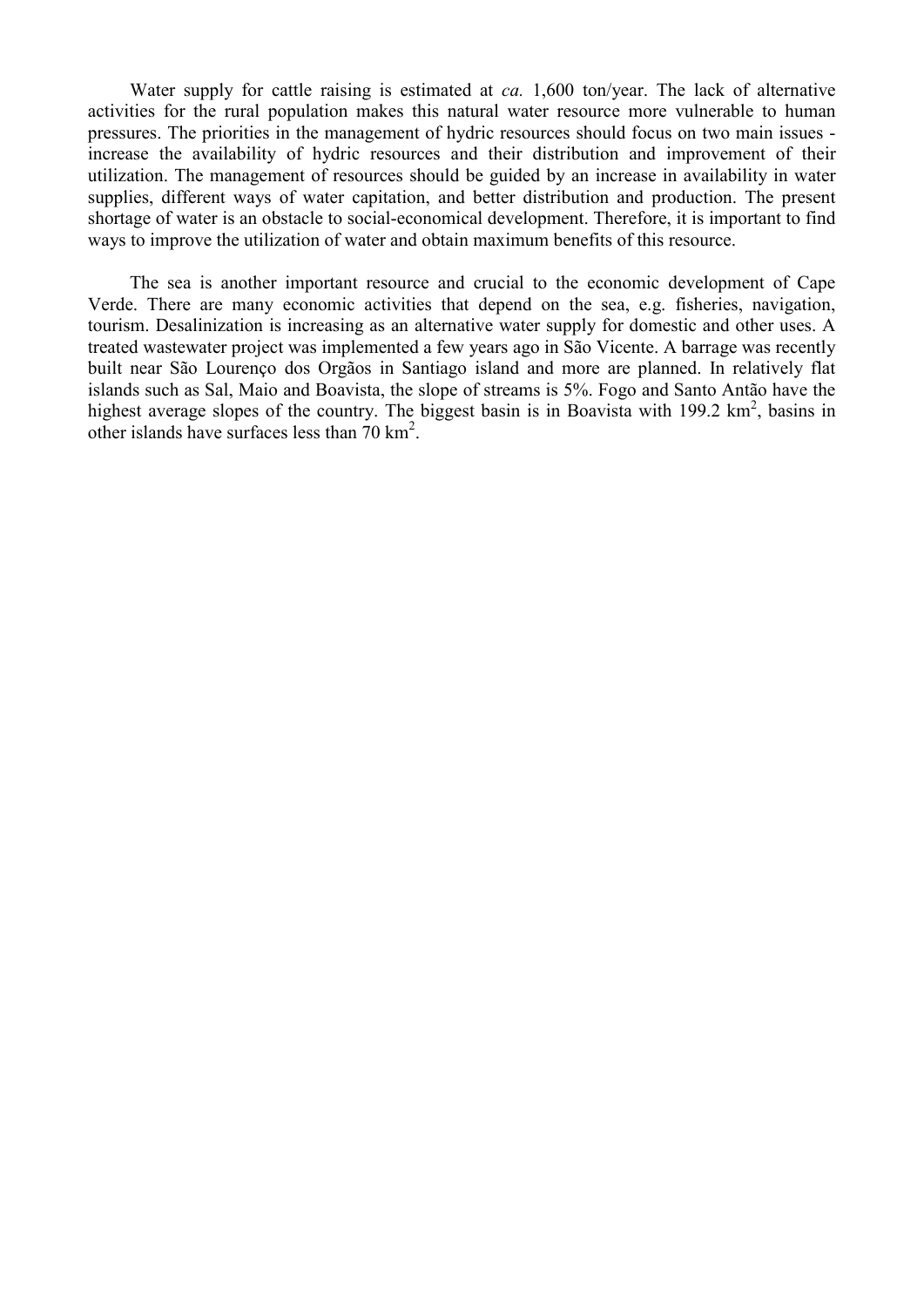Water supply for cattle raising is estimated at *ca.* 1,600 ton/year. The lack of alternative activities for the rural population makes this natural water resource more vulnerable to human pressures. The priorities in the management of hydric resources should focus on two main issues - increase the availability of hydric resources and their distribution and improvement of their utilization. The management of resources should be guided by an increase in availability in water supplies, different ways of water capitation, and better distribution and production. The present shortage of water is an obstacle to social-economical development. Therefore, it is important to find ways to improve the utilization of water and obtain maximum benefits of this resource.

The sea is another important resource and crucial to the economic development of Cape Verde. There are many economic activities that depend on the sea, e.g. fisheries, navigation, tourism. Desalinization is increasing as an alternative water supply for domestic and other uses. A treated wastewater project was implemented a few years ago in São Vicente. A barrage was recently built near São Lourenço dos Orgãos in Santiago island and more are planned. In relatively flat islands such as Sal, Maio and Boavista, the slope of streams is 5%. Fogo and Santo Antão have the highest average slopes of the country. The biggest basin is in Boavista with 199.2 $km^2$, basins in other islands have surfaces less than 70 $km^2$.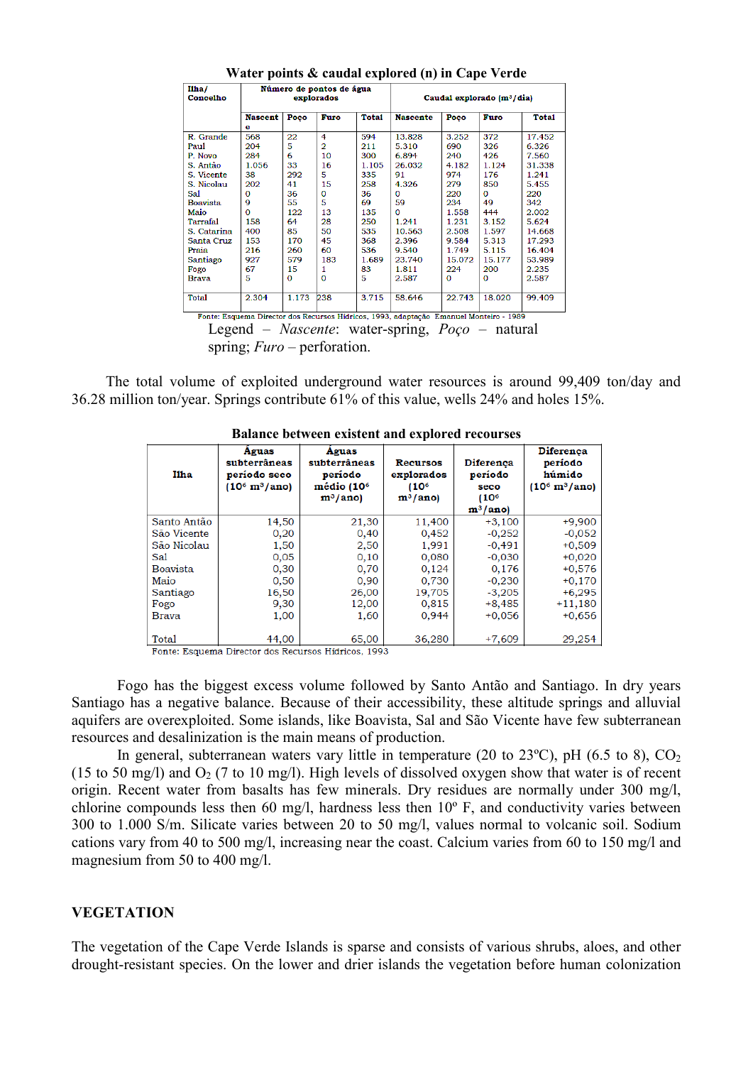**Water points & caudal explored (n) in Cape Verde**

| Ilha/ Concelho | Número de pontos de água explorados | | | | Caudal explorado (m³/dia) | | | |
|---|---|---|---|---|---|---|---|---|
| | Nascente | Poço | Furo | Total | Nascente | Poço | Furo | Total |
| R. Grande | 568 | 22 | 4 | 594 | 13.828 | 3.252 | 372 | 17.452 |
| Paul | 204 | 5 | 2 | 211 | 5.310 | 690 | 326 | 6.326 |
| P. Novo | 284 | 6 | 10 | 300 | 6.894 | 240 | 426 | 7.560 |
| S. Antão | 1.056 | 33 | 16 | 1.105 | 26.032 | 4.182 | 1.124 | 31.338 |
| S. Vicente | 38 | 292 | 5 | 335 | 91 | 974 | 176 | 1.241 |
| S. Nicolau | 202 | 41 | 15 | 258 | 4.326 | 279 | 850 | 5.455 |
| Sal | 0 | 36 | 0 | 36 | 0 | 220 | 0 | 220 |
| Boavista | 9 | 55 | 5 | 69 | 59 | 234 | 49 | 342 |
| Maio | 0 | 122 | 13 | 135 | 0 | 1.558 | 444 | 2.002 |
| Tarrafal | 158 | 64 | 28 | 250 | 1.241 | 1.231 | 3.152 | 5.624 |
| S. Catarina | 400 | 85 | 50 | 535 | 10.563 | 2.508 | 1.597 | 14.668 |
| Santa Cruz | 153 | 170 | 45 | 368 | 2.396 | 9.584 | 5.313 | 17.293 |
| Praia | 216 | 260 | 60 | 536 | 9.540 | 1.749 | 5.115 | 16.404 |
| Santiago | 927 | 579 | 183 | 1.689 | 23.740 | 15.072 | 15.177 | 53.989 |
| Fogo | 67 | 15 | 1 | 83 | 1.811 | 224 | 200 | 2.235 |
| Brava | 5 | 0 | 0 | 5 | 2.587 | 0 | 0 | 2.587 |
| Total | 2.304 | 1.173 | 238 | 3.715 | 58.646 | 22.743 | 18.020 | 99.409 |

Fonte: Esquema Director dos Recursos Hídricos, 1993, adaptação Emanuel Monteiro - 1989

Legend – *Nascente*: water-spring, *Poço* – natural spring; *Furo* – perforation.

The total volume of exploited underground water resources is around 99,409 ton/day and 36.28 million ton/year. Springs contribute 61% of this value, wells 24% and holes 15%.

**Balance between existent and explored recourses**

| Ilha | Águas subterrâneas período seco (10⁶ m³/ano) | Águas subterrâneas período médio (10⁶ m³/ano) | Recursos explorados (10⁶ m³/ano) | Diferença período seco (10⁶ m³/ano) | Diferença período húmido (10⁶ m³/ano) |
|---|---|---|---|---|---|
| Santo Antão | 14,50 | 21,30 | 11,400 | +3,100 | +9,900 |
| São Vicente | 0,20 | 0,40 | 0,452 | -0,252 | -0,052 |
| São Nicolau | 1,50 | 2,50 | 1,991 | -0,491 | +0,509 |
| Sal | 0,05 | 0,10 | 0,080 | -0,030 | +0,020 |
| Boavista | 0,30 | 0,70 | 0,124 | 0,176 | +0,576 |
| Maio | 0,50 | 0,90 | 0,730 | -0,230 | +0,170 |
| Santiago | 16,50 | 26,00 | 19,705 | -3,205 | +6,295 |
| Fogo | 9,30 | 12,00 | 0,815 | +8,485 | +11,180 |
| Brava | 1,00 | 1,60 | 0,944 | +0,056 | +0,656 |
| Total | 44,00 | 65,00 | 36,280 | +7,609 | 29,254 |

Fonte: Esquema Director dos Recursos Hídricos, 1993

Fogo has the biggest excess volume followed by Santo Antão and Santiago. In dry years Santiago has a negative balance. Because of their accessibility, these altitude springs and alluvial aquifers are overexploited. Some islands, like Boavista, Sal and São Vicente have few subterranean resources and desalinization is the main means of production.

In general, subterranean waters vary little in temperature (20 to 23ºC), pH (6.5 to 8), $CO_2$ (15 to 50 mg/l) and $O_2$ (7 to 10 mg/l). High levels of dissolved oxygen show that water is of recent origin. Recent water from basalts has few minerals. Dry residues are normally under 300 mg/l, chlorine compounds less then 60 mg/l, hardness less then 10º F, and conductivity varies between 300 to 1.000 S/m. Silicate varies between 20 to 50 mg/l, values normal to volcanic soil. Sodium cations vary from 40 to 500 mg/l, increasing near the coast. Calcium varies from 60 to 150 mg/l and magnesium from 50 to 400 mg/l.

## VEGETATION

The vegetation of the Cape Verde Islands is sparse and consists of various shrubs, aloes, and other drought-resistant species. On the lower and drier islands the vegetation before human colonization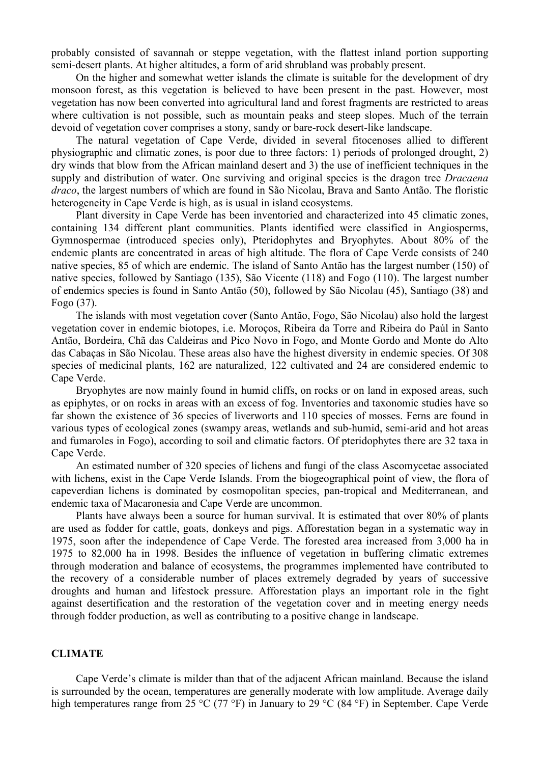probably consisted of savannah or steppe vegetation, with the flattest inland portion supporting semi-desert plants. At higher altitudes, a form of arid shrubland was probably present.

On the higher and somewhat wetter islands the climate is suitable for the development of dry monsoon forest, as this vegetation is believed to have been present in the past. However, most vegetation has now been converted into agricultural land and forest fragments are restricted to areas where cultivation is not possible, such as mountain peaks and steep slopes. Much of the terrain devoid of vegetation cover comprises a stony, sandy or bare-rock desert-like landscape.

The natural vegetation of Cape Verde, divided in several fitocenoses allied to different physiographic and climatic zones, is poor due to three factors: 1) periods of prolonged drought, 2) dry winds that blow from the African mainland desert and 3) the use of inefficient techniques in the supply and distribution of water. One surviving and original species is the dragon tree *Dracaena draco*, the largest numbers of which are found in São Nicolau, Brava and Santo Antão. The floristic heterogeneity in Cape Verde is high, as is usual in island ecosystems.

Plant diversity in Cape Verde has been inventoried and characterized into 45 climatic zones, containing 134 different plant communities. Plants identified were classified in Angiosperms, Gymnospermae (introduced species only), Pteridophytes and Bryophytes. About 80% of the endemic plants are concentrated in areas of high altitude. The flora of Cape Verde consists of 240 native species, 85 of which are endemic. The island of Santo Antão has the largest number (150) of native species, followed by Santiago (135), São Vicente (118) and Fogo (110). The largest number of endemics species is found in Santo Antão (50), followed by São Nicolau (45), Santiago (38) and Fogo (37).

The islands with most vegetation cover (Santo Antão, Fogo, São Nicolau) also hold the largest vegetation cover in endemic biotopes, i.e. Moroços, Ribeira da Torre and Ribeira do Paúl in Santo Antão, Bordeira, Chã das Caldeiras and Pico Novo in Fogo, and Monte Gordo and Monte do Alto das Cabaças in São Nicolau. These areas also have the highest diversity in endemic species. Of 308 species of medicinal plants, 162 are naturalized, 122 cultivated and 24 are considered endemic to Cape Verde.

Bryophytes are now mainly found in humid cliffs, on rocks or on land in exposed areas, such as epiphytes, or on rocks in areas with an excess of fog. Inventories and taxonomic studies have so far shown the existence of 36 species of liverworts and 110 species of mosses. Ferns are found in various types of ecological zones (swampy areas, wetlands and sub-humid, semi-arid and hot areas and fumaroles in Fogo), according to soil and climatic factors. Of pteridophytes there are 32 taxa in Cape Verde.

An estimated number of 320 species of lichens and fungi of the class Ascomycetae associated with lichens, exist in the Cape Verde Islands. From the biogeographical point of view, the flora of capeverdian lichens is dominated by cosmopolitan species, pan-tropical and Mediterranean, and endemic taxa of Macaronesia and Cape Verde are uncommon.

Plants have always been a source for human survival. It is estimated that over 80% of plants are used as fodder for cattle, goats, donkeys and pigs. Afforestation began in a systematic way in 1975, soon after the independence of Cape Verde. The forested area increased from 3,000 ha in 1975 to 82,000 ha in 1998. Besides the influence of vegetation in buffering climatic extremes through moderation and balance of ecosystems, the programmes implemented have contributed to the recovery of a considerable number of places extremely degraded by years of successive droughts and human and lifestock pressure. Afforestation plays an important role in the fight against desertification and the restoration of the vegetation cover and in meeting energy needs through fodder production, as well as contributing to a positive change in landscape.

## CLIMATE

Cape Verde's climate is milder than that of the adjacent African mainland. Because the island is surrounded by the ocean, temperatures are generally moderate with low amplitude. Average daily high temperatures range from 25 °C (77 °F) in January to 29 °C (84 °F) in September. Cape Verde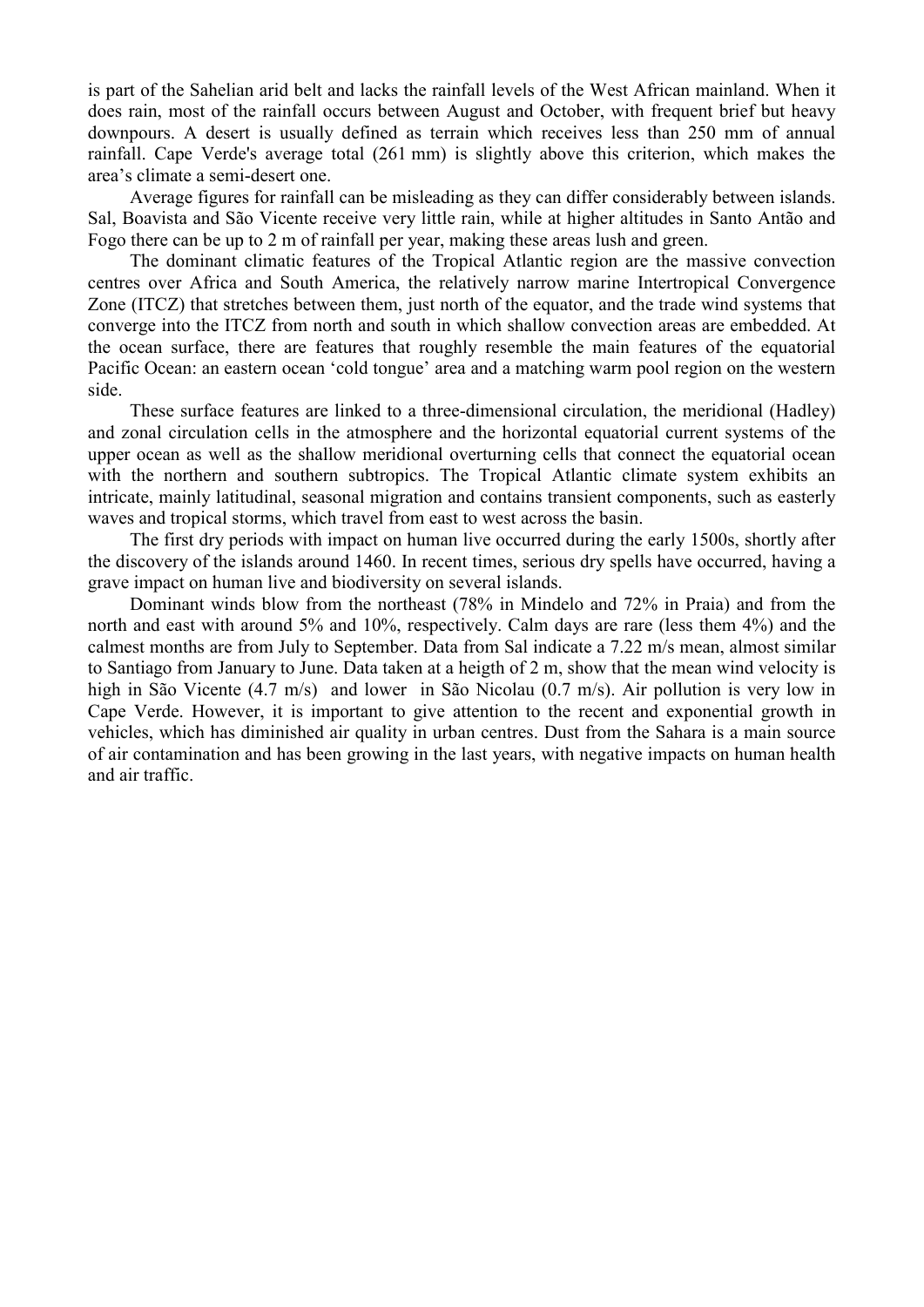is part of the Sahelian arid belt and lacks the rainfall levels of the West African mainland. When it does rain, most of the rainfall occurs between August and October, with frequent brief but heavy downpours. A desert is usually defined as terrain which receives less than 250 mm of annual rainfall. Cape Verde's average total (261 mm) is slightly above this criterion, which makes the area's climate a semi-desert one.

Average figures for rainfall can be misleading as they can differ considerably between islands. Sal, Boavista and São Vicente receive very little rain, while at higher altitudes in Santo Antão and Fogo there can be up to 2 m of rainfall per year, making these areas lush and green.

The dominant climatic features of the Tropical Atlantic region are the massive convection centres over Africa and South America, the relatively narrow marine Intertropical Convergence Zone (ITCZ) that stretches between them, just north of the equator, and the trade wind systems that converge into the ITCZ from north and south in which shallow convection areas are embedded. At the ocean surface, there are features that roughly resemble the main features of the equatorial Pacific Ocean: an eastern ocean 'cold tongue' area and a matching warm pool region on the western side.

These surface features are linked to a three-dimensional circulation, the meridional (Hadley) and zonal circulation cells in the atmosphere and the horizontal equatorial current systems of the upper ocean as well as the shallow meridional overturning cells that connect the equatorial ocean with the northern and southern subtropics. The Tropical Atlantic climate system exhibits an intricate, mainly latitudinal, seasonal migration and contains transient components, such as easterly waves and tropical storms, which travel from east to west across the basin.

The first dry periods with impact on human live occurred during the early 1500s, shortly after the discovery of the islands around 1460. In recent times, serious dry spells have occurred, having a grave impact on human live and biodiversity on several islands.

Dominant winds blow from the northeast (78% in Mindelo and 72% in Praia) and from the north and east with around 5% and 10%, respectively. Calm days are rare (less them 4%) and the calmest months are from July to September. Data from Sal indicate a 7.22 m/s mean, almost similar to Santiago from January to June. Data taken at a heigth of 2 m, show that the mean wind velocity is high in São Vicente (4.7 m/s) and lower in São Nicolau (0.7 m/s). Air pollution is very low in Cape Verde. However, it is important to give attention to the recent and exponential growth in vehicles, which has diminished air quality in urban centres. Dust from the Sahara is a main source of air contamination and has been growing in the last years, with negative impacts on human health and air traffic.